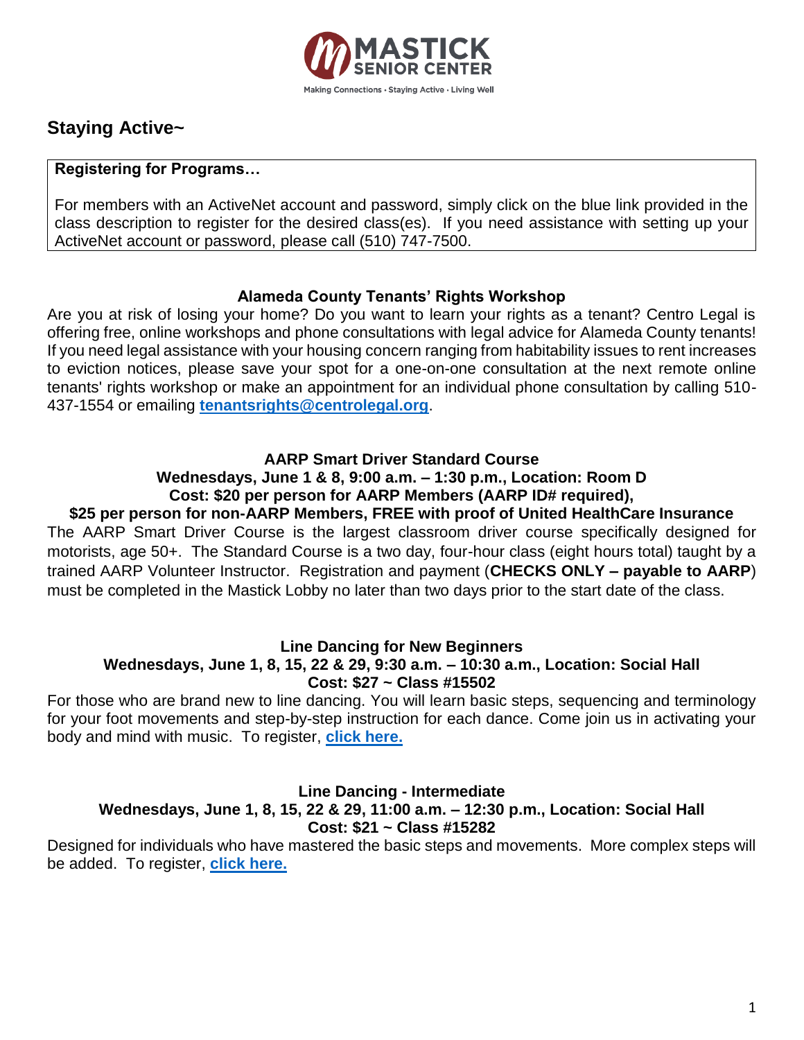# MASTICK SENIOR CENTER

Making Connections · Staying Active · Living Well

## Staying Active~

**Registering for Programs…**

For members with an ActiveNet account and password, simply click on the blue link provided in the class description to register for the desired class(es). If you need assistance with setting up your ActiveNet account or password, please call (510) 747-7500.

### Alameda County Tenants' Rights Workshop

Are you at risk of losing your home? Do you want to learn your rights as a tenant? Centro Legal is offering free, online workshops and phone consultations with legal advice for Alameda County tenants! If you need legal assistance with your housing concern ranging from habitability issues to rent increases to eviction notices, please save your spot for a one-on-one consultation at the next remote online tenants' rights workshop or make an appointment for an individual phone consultation by calling 510-437-1554 or emailing **tenantsrights@centrolegal.org**.

### AARP Smart Driver Standard Course

**Wednesdays, June 1 & 8, 9:00 a.m. – 1:30 p.m., Location: Room D**
**Cost: $20 per person for AARP Members (AARP ID# required),**
**$25 per person for non-AARP Members, FREE with proof of United HealthCare Insurance**

The AARP Smart Driver Course is the largest classroom driver course specifically designed for motorists, age 50+. The Standard Course is a two day, four-hour class (eight hours total) taught by a trained AARP Volunteer Instructor. Registration and payment (**CHECKS ONLY – payable to AARP**) must be completed in the Mastick Lobby no later than two days prior to the start date of the class.

### Line Dancing for New Beginners

**Wednesdays, June 1, 8, 15, 22 & 29, 9:30 a.m. – 10:30 a.m., Location: Social Hall**
**Cost: $27 ~ Class #15502**

For those who are brand new to line dancing. You will learn basic steps, sequencing and terminology for your foot movements and step-by-step instruction for each dance. Come join us in activating your body and mind with music. To register, **click here.**

### Line Dancing - Intermediate

**Wednesdays, June 1, 8, 15, 22 & 29, 11:00 a.m. – 12:30 p.m., Location: Social Hall**
**Cost: $21 ~ Class #15282**

Designed for individuals who have mastered the basic steps and movements. More complex steps will be added. To register, **click here.**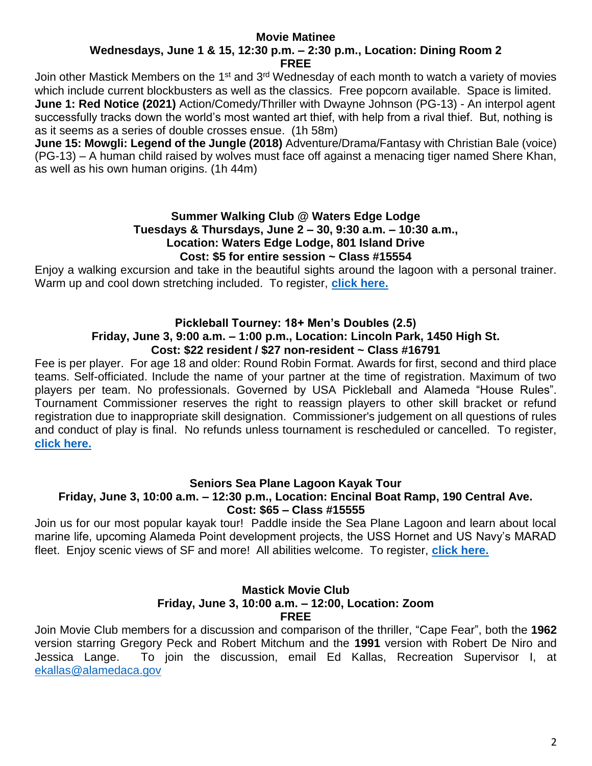**Movie Matinee**

**Wednesdays, June 1 & 15, 12:30 p.m. – 2:30 p.m., Location: Dining Room 2**

**FREE**

Join other Mastick Members on the 1st and 3rd Wednesday of each month to watch a variety of movies which include current blockbusters as well as the classics. Free popcorn available. Space is limited.

**June 1: Red Notice (2021)** Action/Comedy/Thriller with Dwayne Johnson (PG-13) - An interpol agent successfully tracks down the world's most wanted art thief, with help from a rival thief. But, nothing is as it seems as a series of double crosses ensue. (1h 58m)

**June 15: Mowgli: Legend of the Jungle (2018)** Adventure/Drama/Fantasy with Christian Bale (voice) (PG-13) – A human child raised by wolves must face off against a menacing tiger named Shere Khan, as well as his own human origins. (1h 44m)

**Summer Walking Club @ Waters Edge Lodge**

**Tuesdays & Thursdays, June 2 – 30, 9:30 a.m. – 10:30 a.m.,**

**Location: Waters Edge Lodge, 801 Island Drive**

**Cost: $5 for entire session ~ Class #15554**

Enjoy a walking excursion and take in the beautiful sights around the lagoon with a personal trainer. Warm up and cool down stretching included. To register, **click here.**

**Pickleball Tourney: 18+ Men's Doubles (2.5)**

**Friday, June 3, 9:00 a.m. – 1:00 p.m., Location: Lincoln Park, 1450 High St.**

**Cost: $22 resident / $27 non-resident ~ Class #16791**

Fee is per player. For age 18 and older: Round Robin Format. Awards for first, second and third place teams. Self-officiated. Include the name of your partner at the time of registration. Maximum of two players per team. No professionals. Governed by USA Pickleball and Alameda "House Rules". Tournament Commissioner reserves the right to reassign players to other skill bracket or refund registration due to inappropriate skill designation. Commissioner's judgement on all questions of rules and conduct of play is final. No refunds unless tournament is rescheduled or cancelled. To register, **click here.**

**Seniors Sea Plane Lagoon Kayak Tour**

**Friday, June 3, 10:00 a.m. – 12:30 p.m., Location: Encinal Boat Ramp, 190 Central Ave.**

**Cost: $65 – Class #15555**

Join us for our most popular kayak tour! Paddle inside the Sea Plane Lagoon and learn about local marine life, upcoming Alameda Point development projects, the USS Hornet and US Navy's MARAD fleet. Enjoy scenic views of SF and more! All abilities welcome. To register, **click here.**

**Mastick Movie Club**

**Friday, June 3, 10:00 a.m. – 12:00, Location: Zoom**

**FREE**

Join Movie Club members for a discussion and comparison of the thriller, "Cape Fear", both the **1962** version starring Gregory Peck and Robert Mitchum and the **1991** version with Robert De Niro and Jessica Lange. To join the discussion, email Ed Kallas, Recreation Supervisor I, at ekallas@alamedaca.gov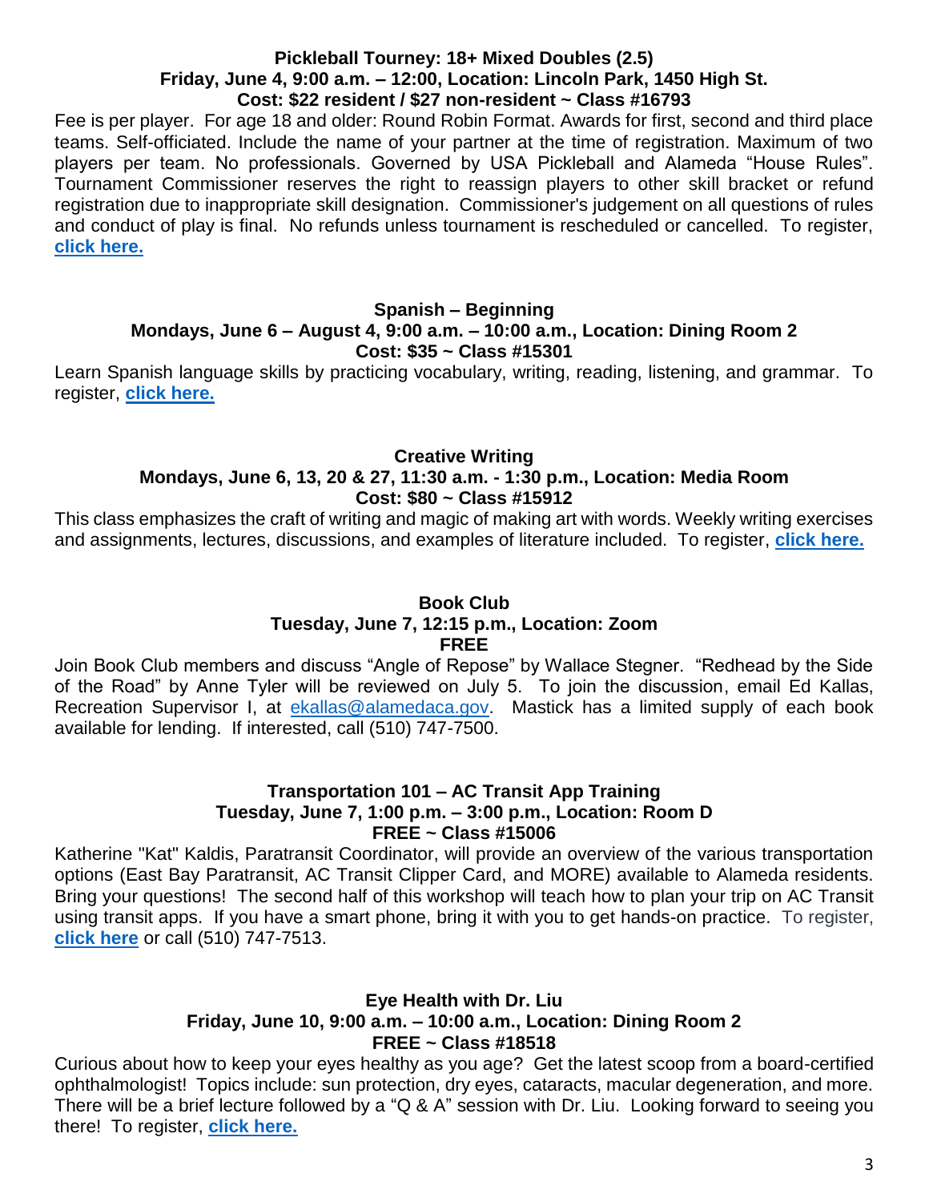**Pickleball Tourney: 18+ Mixed Doubles (2.5)**
**Friday, June 4, 9:00 a.m. – 12:00, Location: Lincoln Park, 1450 High St.**
**Cost: $22 resident / $27 non-resident ~ Class #16793**

Fee is per player. For age 18 and older: Round Robin Format. Awards for first, second and third place teams. Self-officiated. Include the name of your partner at the time of registration. Maximum of two players per team. No professionals. Governed by USA Pickleball and Alameda "House Rules". Tournament Commissioner reserves the right to reassign players to other skill bracket or refund registration due to inappropriate skill designation. Commissioner's judgement on all questions of rules and conduct of play is final. No refunds unless tournament is rescheduled or cancelled. To register, **click here.**

**Spanish – Beginning**
**Mondays, June 6 – August 4, 9:00 a.m. – 10:00 a.m., Location: Dining Room 2**
**Cost: $35 ~ Class #15301**

Learn Spanish language skills by practicing vocabulary, writing, reading, listening, and grammar. To register, **click here.**

**Creative Writing**
**Mondays, June 6, 13, 20 & 27, 11:30 a.m. - 1:30 p.m., Location: Media Room**
**Cost: $80 ~ Class #15912**

This class emphasizes the craft of writing and magic of making art with words. Weekly writing exercises and assignments, lectures, discussions, and examples of literature included. To register, **click here.**

**Book Club**
**Tuesday, June 7, 12:15 p.m., Location: Zoom**
**FREE**

Join Book Club members and discuss "Angle of Repose" by Wallace Stegner. "Redhead by the Side of the Road" by Anne Tyler will be reviewed on July 5. To join the discussion, email Ed Kallas, Recreation Supervisor I, at ekallas@alamedaca.gov. Mastick has a limited supply of each book available for lending. If interested, call (510) 747-7500.

**Transportation 101 – AC Transit App Training**
**Tuesday, June 7, 1:00 p.m. – 3:00 p.m., Location: Room D**
**FREE ~ Class #15006**

Katherine "Kat" Kaldis, Paratransit Coordinator, will provide an overview of the various transportation options (East Bay Paratransit, AC Transit Clipper Card, and MORE) available to Alameda residents. Bring your questions! The second half of this workshop will teach how to plan your trip on AC Transit using transit apps. If you have a smart phone, bring it with you to get hands-on practice. To register, **click here** or call (510) 747-7513.

**Eye Health with Dr. Liu**
**Friday, June 10, 9:00 a.m. – 10:00 a.m., Location: Dining Room 2**
**FREE ~ Class #18518**

Curious about how to keep your eyes healthy as you age? Get the latest scoop from a board-certified ophthalmologist! Topics include: sun protection, dry eyes, cataracts, macular degeneration, and more. There will be a brief lecture followed by a "Q & A" session with Dr. Liu. Looking forward to seeing you there! To register, **click here.**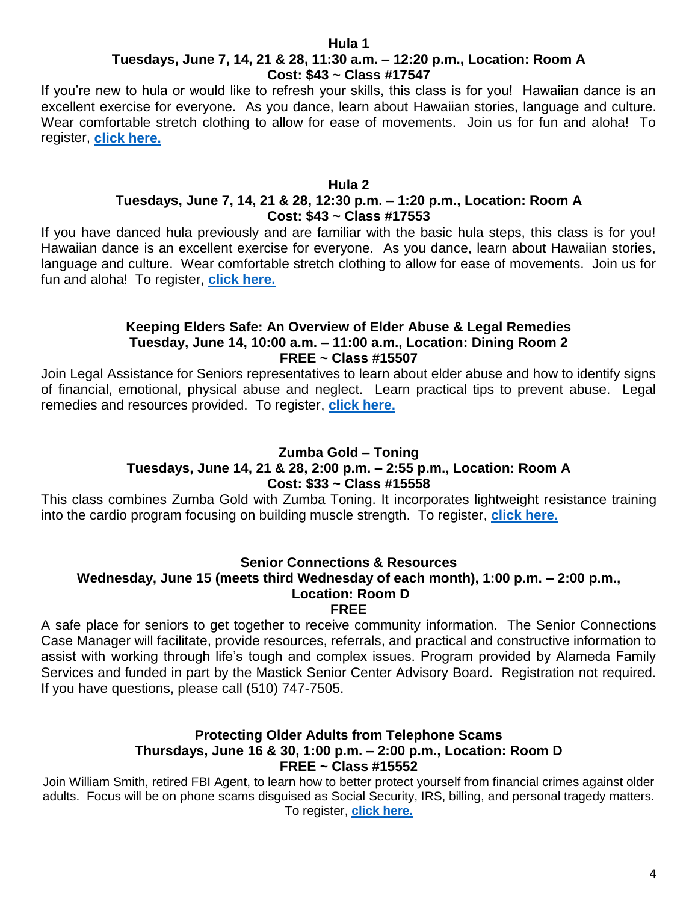**Hula 1**
**Tuesdays, June 7, 14, 21 & 28, 11:30 a.m. – 12:20 p.m., Location: Room A**
**Cost: $43 ~ Class #17547**

If you're new to hula or would like to refresh your skills, this class is for you! Hawaiian dance is an excellent exercise for everyone. As you dance, learn about Hawaiian stories, language and culture. Wear comfortable stretch clothing to allow for ease of movements. Join us for fun and aloha! To register, **click here.**

**Hula 2**
**Tuesdays, June 7, 14, 21 & 28, 12:30 p.m. – 1:20 p.m., Location: Room A**
**Cost: $43 ~ Class #17553**

If you have danced hula previously and are familiar with the basic hula steps, this class is for you! Hawaiian dance is an excellent exercise for everyone. As you dance, learn about Hawaiian stories, language and culture. Wear comfortable stretch clothing to allow for ease of movements. Join us for fun and aloha! To register, **click here.**

**Keeping Elders Safe: An Overview of Elder Abuse & Legal Remedies**
**Tuesday, June 14, 10:00 a.m. – 11:00 a.m., Location: Dining Room 2**
**FREE ~ Class #15507**

Join Legal Assistance for Seniors representatives to learn about elder abuse and how to identify signs of financial, emotional, physical abuse and neglect. Learn practical tips to prevent abuse. Legal remedies and resources provided. To register, **click here.**

**Zumba Gold – Toning**
**Tuesdays, June 14, 21 & 28, 2:00 p.m. – 2:55 p.m., Location: Room A**
**Cost: $33 ~ Class #15558**

This class combines Zumba Gold with Zumba Toning. It incorporates lightweight resistance training into the cardio program focusing on building muscle strength. To register, **click here.**

**Senior Connections & Resources**
**Wednesday, June 15 (meets third Wednesday of each month), 1:00 p.m. – 2:00 p.m., Location: Room D**
**FREE**

A safe place for seniors to get together to receive community information. The Senior Connections Case Manager will facilitate, provide resources, referrals, and practical and constructive information to assist with working through life's tough and complex issues. Program provided by Alameda Family Services and funded in part by the Mastick Senior Center Advisory Board. Registration not required. If you have questions, please call (510) 747-7505.

**Protecting Older Adults from Telephone Scams**
**Thursdays, June 16 & 30, 1:00 p.m. – 2:00 p.m., Location: Room D**
**FREE ~ Class #15552**

Join William Smith, retired FBI Agent, to learn how to better protect yourself from financial crimes against older adults. Focus will be on phone scams disguised as Social Security, IRS, billing, and personal tragedy matters. To register, **click here.**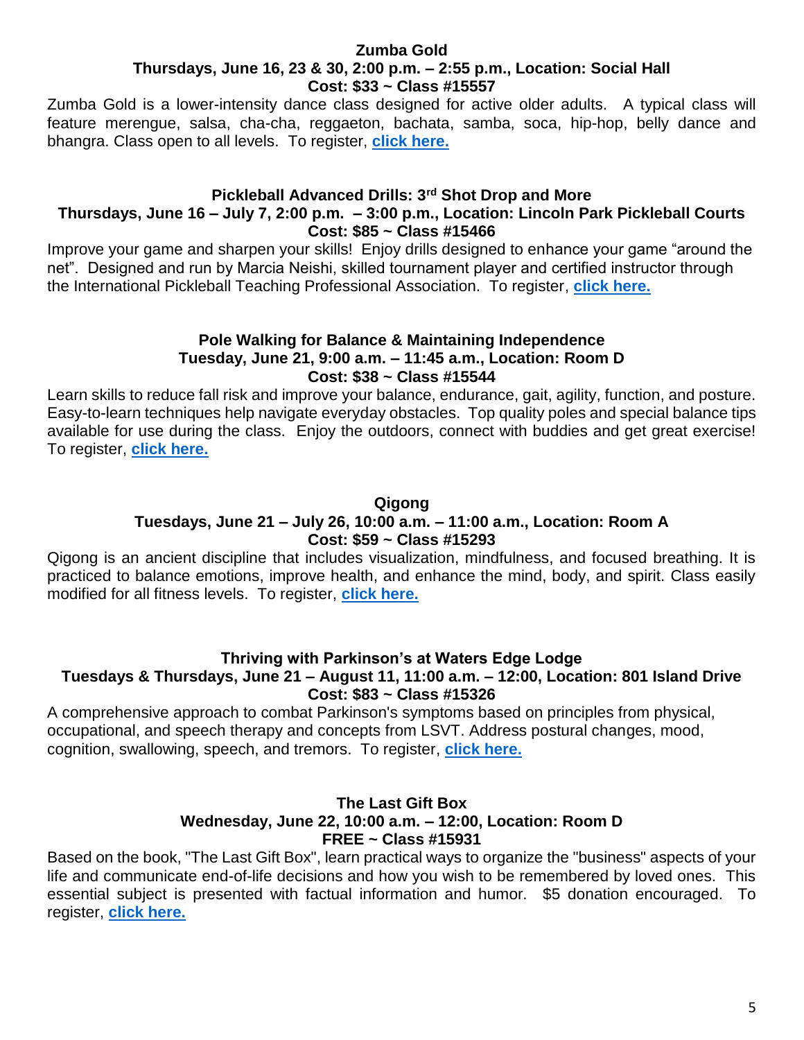**Zumba Gold**
**Thursdays, June 16, 23 & 30, 2:00 p.m. – 2:55 p.m., Location: Social Hall**
**Cost: $33 ~ Class #15557**

Zumba Gold is a lower-intensity dance class designed for active older adults. A typical class will feature merengue, salsa, cha-cha, reggaeton, bachata, samba, soca, hip-hop, belly dance and bhangra. Class open to all levels. To register, **click here.**

**Pickleball Advanced Drills: 3rd Shot Drop and More**
**Thursdays, June 16 – July 7, 2:00 p.m. – 3:00 p.m., Location: Lincoln Park Pickleball Courts**
**Cost: $85 ~ Class #15466**

Improve your game and sharpen your skills! Enjoy drills designed to enhance your game "around the net". Designed and run by Marcia Neishi, skilled tournament player and certified instructor through the International Pickleball Teaching Professional Association. To register, **click here.**

**Pole Walking for Balance & Maintaining Independence**
**Tuesday, June 21, 9:00 a.m. – 11:45 a.m., Location: Room D**
**Cost: $38 ~ Class #15544**

Learn skills to reduce fall risk and improve your balance, endurance, gait, agility, function, and posture. Easy-to-learn techniques help navigate everyday obstacles. Top quality poles and special balance tips available for use during the class. Enjoy the outdoors, connect with buddies and get great exercise! To register, **click here.**

**Qigong**
**Tuesdays, June 21 – July 26, 10:00 a.m. – 11:00 a.m., Location: Room A**
**Cost: $59 ~ Class #15293**

Qigong is an ancient discipline that includes visualization, mindfulness, and focused breathing. It is practiced to balance emotions, improve health, and enhance the mind, body, and spirit. Class easily modified for all fitness levels. To register, **click here.**

**Thriving with Parkinson's at Waters Edge Lodge**
**Tuesdays & Thursdays, June 21 – August 11, 11:00 a.m. – 12:00, Location: 801 Island Drive**
**Cost: $83 ~ Class #15326**

A comprehensive approach to combat Parkinson's symptoms based on principles from physical, occupational, and speech therapy and concepts from LSVT. Address postural changes, mood, cognition, swallowing, speech, and tremors. To register, **click here.**

**The Last Gift Box**
**Wednesday, June 22, 10:00 a.m. – 12:00, Location: Room D**
**FREE ~ Class #15931**

Based on the book, "The Last Gift Box", learn practical ways to organize the "business" aspects of your life and communicate end-of-life decisions and how you wish to be remembered by loved ones. This essential subject is presented with factual information and humor. $5 donation encouraged. To register, **click here.**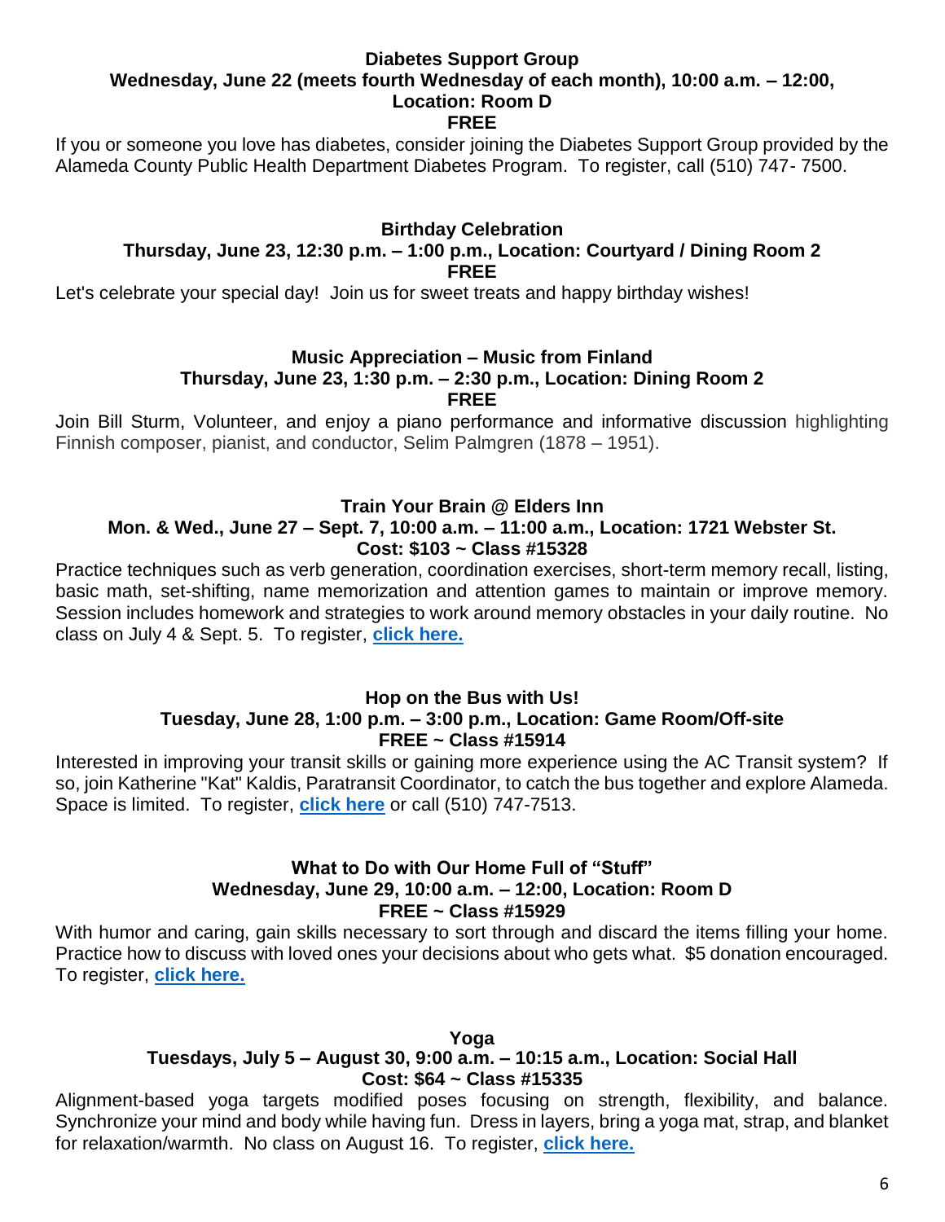**Diabetes Support Group**
**Wednesday, June 22 (meets fourth Wednesday of each month), 10:00 a.m. – 12:00,**
**Location: Room D**
**FREE**

If you or someone you love has diabetes, consider joining the Diabetes Support Group provided by the Alameda County Public Health Department Diabetes Program. To register, call (510) 747- 7500.

**Birthday Celebration**
**Thursday, June 23, 12:30 p.m. – 1:00 p.m., Location: Courtyard / Dining Room 2**
**FREE**

Let's celebrate your special day! Join us for sweet treats and happy birthday wishes!

**Music Appreciation – Music from Finland**
**Thursday, June 23, 1:30 p.m. – 2:30 p.m., Location: Dining Room 2**
**FREE**

Join Bill Sturm, Volunteer, and enjoy a piano performance and informative discussion highlighting Finnish composer, pianist, and conductor, Selim Palmgren (1878 – 1951).

**Train Your Brain @ Elders Inn**
**Mon. & Wed., June 27 – Sept. 7, 10:00 a.m. – 11:00 a.m., Location: 1721 Webster St.**
**Cost: $103 ~ Class #15328**

Practice techniques such as verb generation, coordination exercises, short-term memory recall, listing, basic math, set-shifting, name memorization and attention games to maintain or improve memory. Session includes homework and strategies to work around memory obstacles in your daily routine. No class on July 4 & Sept. 5. To register, **click here.**

**Hop on the Bus with Us!**
**Tuesday, June 28, 1:00 p.m. – 3:00 p.m., Location: Game Room/Off-site**
**FREE ~ Class #15914**

Interested in improving your transit skills or gaining more experience using the AC Transit system? If so, join Katherine "Kat" Kaldis, Paratransit Coordinator, to catch the bus together and explore Alameda. Space is limited. To register, **click here** or call (510) 747-7513.

**What to Do with Our Home Full of "Stuff"**
**Wednesday, June 29, 10:00 a.m. – 12:00, Location: Room D**
**FREE ~ Class #15929**

With humor and caring, gain skills necessary to sort through and discard the items filling your home. Practice how to discuss with loved ones your decisions about who gets what. $5 donation encouraged. To register, **click here.**

**Yoga**
**Tuesdays, July 5 – August 30, 9:00 a.m. – 10:15 a.m., Location: Social Hall**
**Cost: $64 ~ Class #15335**

Alignment-based yoga targets modified poses focusing on strength, flexibility, and balance. Synchronize your mind and body while having fun. Dress in layers, bring a yoga mat, strap, and blanket for relaxation/warmth. No class on August 16. To register, **click here.**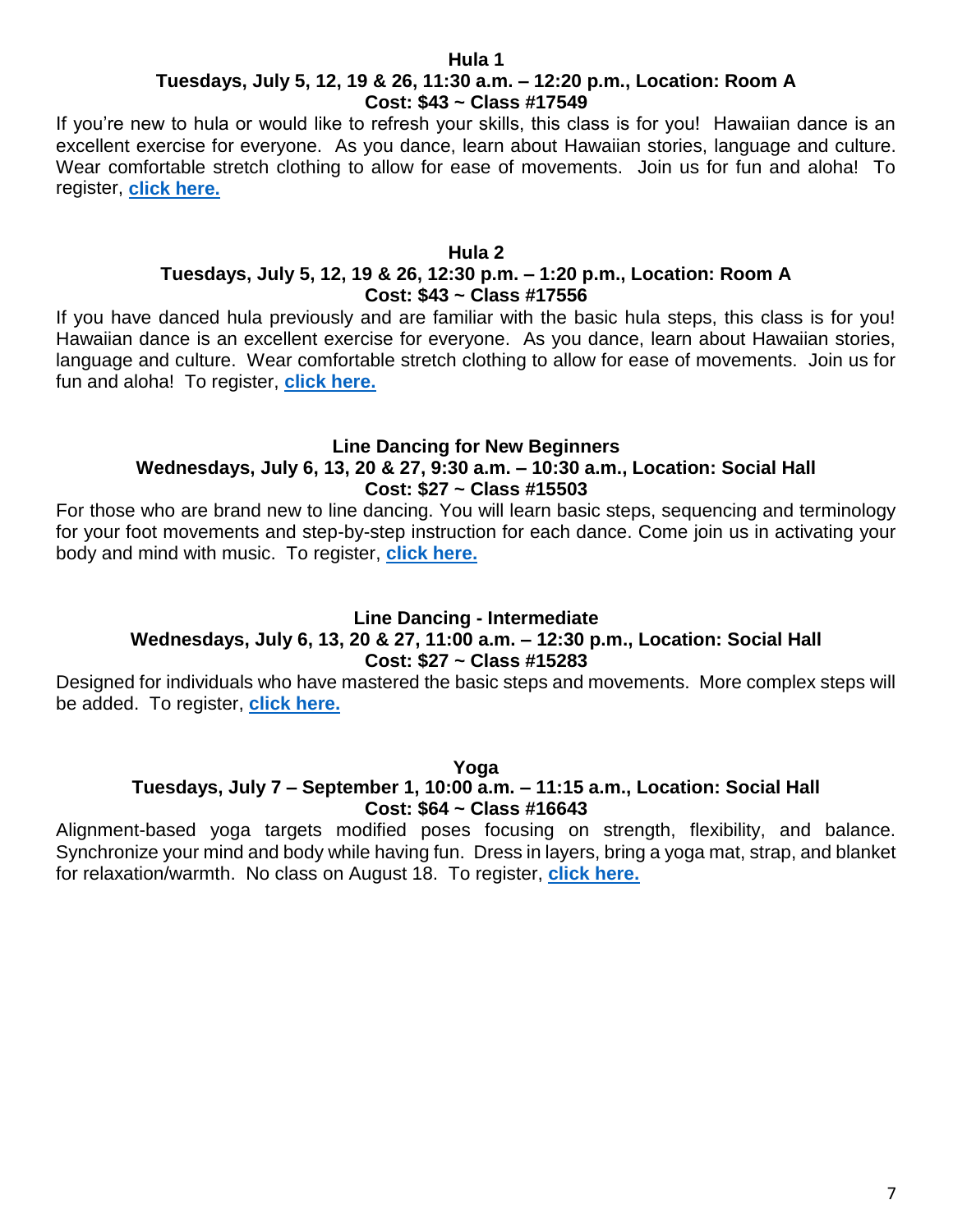**Hula 1**
**Tuesdays, July 5, 12, 19 & 26, 11:30 a.m. – 12:20 p.m., Location: Room A**
**Cost: $43 ~ Class #17549**

If you're new to hula or would like to refresh your skills, this class is for you! Hawaiian dance is an excellent exercise for everyone. As you dance, learn about Hawaiian stories, language and culture. Wear comfortable stretch clothing to allow for ease of movements. Join us for fun and aloha! To register, **click here.**

**Hula 2**
**Tuesdays, July 5, 12, 19 & 26, 12:30 p.m. – 1:20 p.m., Location: Room A**
**Cost: $43 ~ Class #17556**

If you have danced hula previously and are familiar with the basic hula steps, this class is for you! Hawaiian dance is an excellent exercise for everyone. As you dance, learn about Hawaiian stories, language and culture. Wear comfortable stretch clothing to allow for ease of movements. Join us for fun and aloha! To register, **click here.**

**Line Dancing for New Beginners**
**Wednesdays, July 6, 13, 20 & 27, 9:30 a.m. – 10:30 a.m., Location: Social Hall**
**Cost: $27 ~ Class #15503**

For those who are brand new to line dancing. You will learn basic steps, sequencing and terminology for your foot movements and step-by-step instruction for each dance. Come join us in activating your body and mind with music. To register, **click here.**

**Line Dancing - Intermediate**
**Wednesdays, July 6, 13, 20 & 27, 11:00 a.m. – 12:30 p.m., Location: Social Hall**
**Cost: $27 ~ Class #15283**

Designed for individuals who have mastered the basic steps and movements. More complex steps will be added. To register, **click here.**

**Yoga**
**Tuesdays, July 7 – September 1, 10:00 a.m. – 11:15 a.m., Location: Social Hall**
**Cost: $64 ~ Class #16643**

Alignment-based yoga targets modified poses focusing on strength, flexibility, and balance. Synchronize your mind and body while having fun. Dress in layers, bring a yoga mat, strap, and blanket for relaxation/warmth. No class on August 18. To register, **click here.**